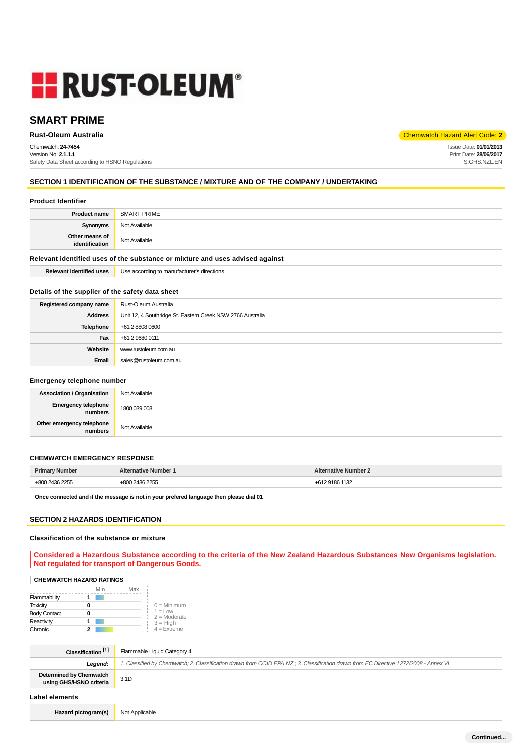# SMART PRIME

**Rust-Oleum Australia**

Chemwatch Hazard Alert Code: **2**

Chemwatch: **24-7454**
Version No: **2.1.1.1**
Safety Data Sheet according to HSNO Regulations

Issue Date: **01/01/2013**
Print Date: **28/06/2017**
S.GHS.NZL.EN

## SECTION 1 IDENTIFICATION OF THE SUBSTANCE / MIXTURE AND OF THE COMPANY / UNDERTAKING

### Product Identifier

| | |
|---|---|
| **Product name** | SMART PRIME |
| **Synonyms** | Not Available |
| **Other means of identification** | Not Available |

### Relevant identified uses of the substance or mixture and uses advised against

| | |
|---|---|
| **Relevant identified uses** | Use according to manufacturer's directions. |

### Details of the supplier of the safety data sheet

| | |
|---|---|
| **Registered company name** | Rust-Oleum Australia |
| **Address** | Unit 12, 4 Southridge St. Eastern Creek NSW 2766 Australia |
| **Telephone** | +61 2 8808 0600 |
| **Fax** | +61 2 9680 0111 |
| **Website** | www.rustoleum.com.au |
| **Email** | sales@rustoleum.com.au |

### Emergency telephone number

| | |
|---|---|
| **Association / Organisation** | Not Available |
| **Emergency telephone numbers** | 1800 039 008 |
| **Other emergency telephone numbers** | Not Available |

### CHEMWATCH EMERGENCY RESPONSE

| Primary Number | Alternative Number 1 | Alternative Number 2 |
|---|---|---|
| +800 2436 2255 | +800 2436 2255 | +612 9186 1132 |

**Once connected and if the message is not in your prefered language then please dial 01**

## SECTION 2 HAZARDS IDENTIFICATION

### Classification of the substance or mixture

**Considered a Hazardous Substance according to the criteria of the New Zealand Hazardous Substances New Organisms legislation. Not regulated for transport of Dangerous Goods.**

#### CHEMWATCH HAZARD RATINGS

| | Rating |
|---|---|
| Flammability | 1 |
| Toxicity | 0 |
| Body Contact | 0 |
| Reactivity | 1 |
| Chronic | 2 |

0 = Minimum
1 = Low
2 = Moderate
3 = High
4 = Extreme

| | |
|---|---|
| **Classification [1]** | Flammable Liquid Category 4 |
| **Legend:** | *1. Classified by Chemwatch; 2. Classification drawn from CCID EPA NZ ; 3. Classification drawn from EC Directive 1272/2008 - Annex VI* |
| **Determined by Chemwatch using GHS/HSNO criteria** | 3.1D |

### Label elements

| | |
|---|---|
| **Hazard pictogram(s)** | Not Applicable |

**Continued...**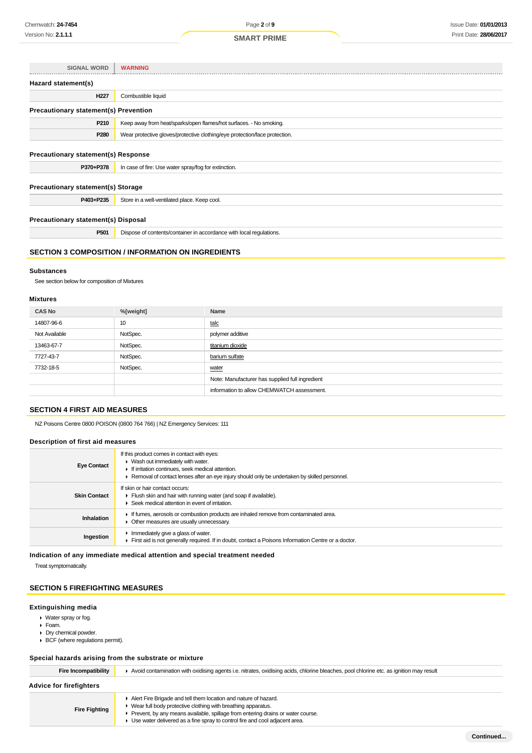| SIGNAL WORD | WARNING |
|---|---|

### Hazard statement(s)

| | |
|---|---|
| H227 | Combustible liquid |

### Precautionary statement(s) Prevention

| | |
|---|---|
| P210 | Keep away from heat/sparks/open flames/hot surfaces. - No smoking. |
| P280 | Wear protective gloves/protective clothing/eye protection/face protection. |

### Precautionary statement(s) Response

| | |
|---|---|
| P370+P378 | In case of fire: Use water spray/fog for extinction. |

### Precautionary statement(s) Storage

| | |
|---|---|
| P403+P235 | Store in a well-ventilated place. Keep cool. |

### Precautionary statement(s) Disposal

| | |
|---|---|
| P501 | Dispose of contents/container in accordance with local regulations. |

## SECTION 3 COMPOSITION / INFORMATION ON INGREDIENTS

### Substances

See section below for composition of Mixtures

### Mixtures

| CAS No | %[weight] | Name |
|---|---|---|
| 14807-96-6 | 10 | talc |
| Not Available | NotSpec. | polymer additive |
| 13463-67-7 | NotSpec. | titanium dioxide |
| 7727-43-7 | NotSpec. | barium sulfate |
| 7732-18-5 | NotSpec. | water |
| | | Note: Manufacturer has supplied full ingredient |
| | | information to allow CHEMWATCH assessment. |

## SECTION 4 FIRST AID MEASURES

NZ Poisons Centre 0800 POISON (0800 764 766) | NZ Emergency Services: 111

### Description of first aid measures

| | |
|---|---|
| Eye Contact | If this product comes in contact with eyes:<br>▶ Wash out immediately with water.<br>▶ If irritation continues, seek medical attention.<br>▶ Removal of contact lenses after an eye injury should only be undertaken by skilled personnel. |
| Skin Contact | If skin or hair contact occurs:<br>▶ Flush skin and hair with running water (and soap if available).<br>▶ Seek medical attention in event of irritation. |
| Inhalation | ▶ If fumes, aerosols or combustion products are inhaled remove from contaminated area.<br>▶ Other measures are usually unnecessary. |
| Ingestion | ▶ Immediately give a glass of water.<br>▶ First aid is not generally required. If in doubt, contact a Poisons Information Centre or a doctor. |

### Indication of any immediate medical attention and special treatment needed

Treat symptomatically.

## SECTION 5 FIREFIGHTING MEASURES

### Extinguishing media

- Water spray or fog.
- Foam.
- Dry chemical powder.
- BCF (where regulations permit).

### Special hazards arising from the substrate or mixture

| | |
|---|---|
| Fire Incompatibility | ▶ Avoid contamination with oxidising agents i.e. nitrates, oxidising acids, chlorine bleaches, pool chlorine etc. as ignition may result |

### Advice for firefighters

| | |
|---|---|
| Fire Fighting | ▶ Alert Fire Brigade and tell them location and nature of hazard.<br>▶ Wear full body protective clothing with breathing apparatus.<br>▶ Prevent, by any means available, spillage from entering drains or water course.<br>▶ Use water delivered as a fine spray to control fire and cool adjacent area. |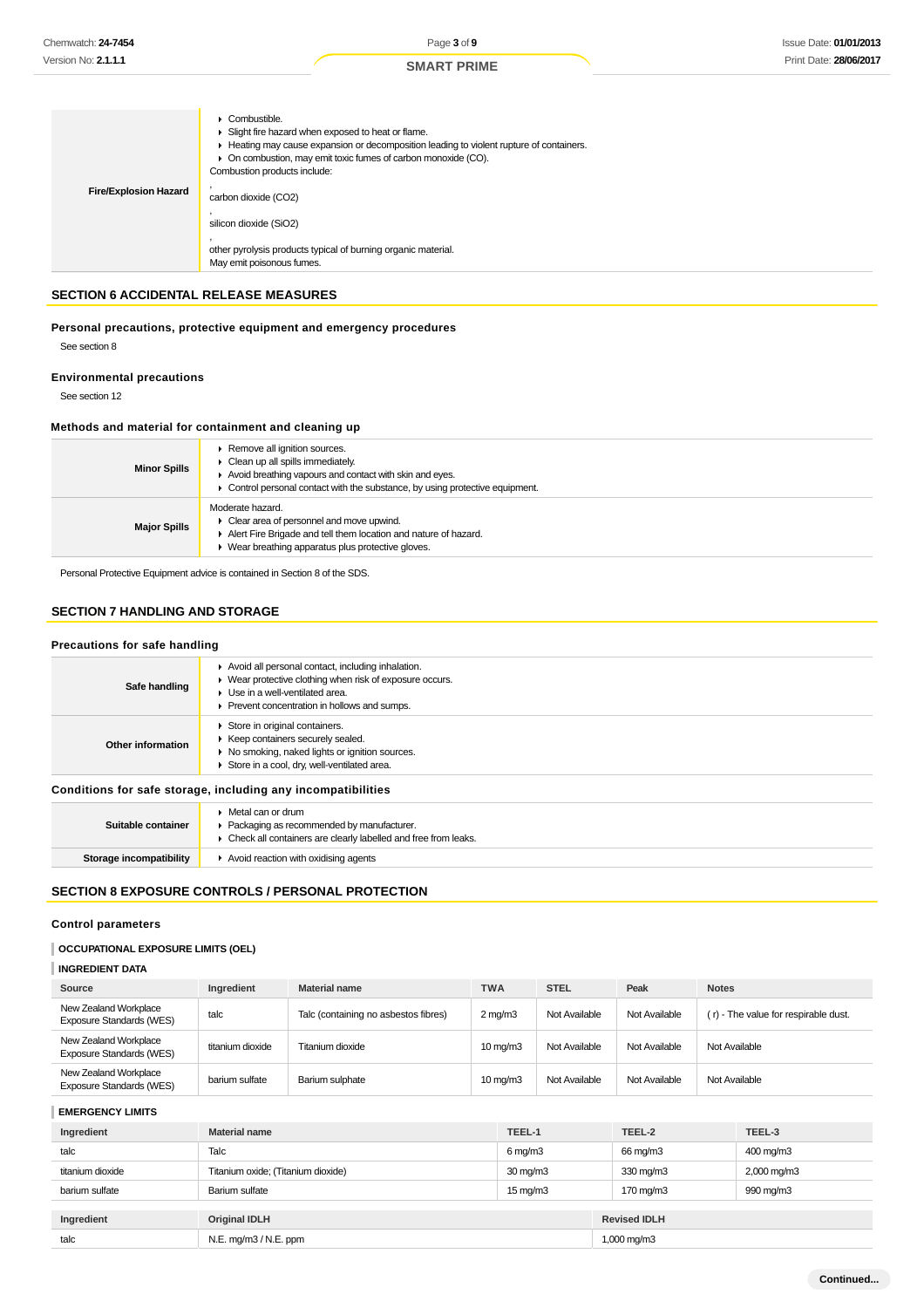| | |
|---|---|
| **Fire/Explosion Hazard** | ▸ Combustible.<br>▸ Slight fire hazard when exposed to heat or flame.<br>▸ Heating may cause expansion or decomposition leading to violent rupture of containers.<br>▸ On combustion, may emit toxic fumes of carbon monoxide (CO).<br>Combustion products include:<br>,<br>carbon dioxide ($CO_2$)<br>,<br>silicon dioxide ($SiO_2$)<br>,<br>other pyrolysis products typical of burning organic material.<br>May emit poisonous fumes. |

## SECTION 6 ACCIDENTAL RELEASE MEASURES

### Personal precautions, protective equipment and emergency procedures

See section 8

### Environmental precautions

See section 12

### Methods and material for containment and cleaning up

| | |
|---|---|
| **Minor Spills** | ▸ Remove all ignition sources.<br>▸ Clean up all spills immediately.<br>▸ Avoid breathing vapours and contact with skin and eyes.<br>▸ Control personal contact with the substance, by using protective equipment. |
| **Major Spills** | Moderate hazard.<br>▸ Clear area of personnel and move upwind.<br>▸ Alert Fire Brigade and tell them location and nature of hazard.<br>▸ Wear breathing apparatus plus protective gloves. |

Personal Protective Equipment advice is contained in Section 8 of the SDS.

## SECTION 7 HANDLING AND STORAGE

### Precautions for safe handling

| | |
|---|---|
| **Safe handling** | ▸ Avoid all personal contact, including inhalation.<br>▸ Wear protective clothing when risk of exposure occurs.<br>▸ Use in a well-ventilated area.<br>▸ Prevent concentration in hollows and sumps. |
| **Other information** | ▸ Store in original containers.<br>▸ Keep containers securely sealed.<br>▸ No smoking, naked lights or ignition sources.<br>▸ Store in a cool, dry, well-ventilated area. |

### Conditions for safe storage, including any incompatibilities

| | |
|---|---|
| **Suitable container** | ▸ Metal can or drum<br>▸ Packaging as recommended by manufacturer.<br>▸ Check all containers are clearly labelled and free from leaks. |
| **Storage incompatibility** | ▸ Avoid reaction with oxidising agents |

## SECTION 8 EXPOSURE CONTROLS / PERSONAL PROTECTION

### Control parameters

#### OCCUPATIONAL EXPOSURE LIMITS (OEL)

#### INGREDIENT DATA

| Source | Ingredient | Material name | TWA | STEL | Peak | Notes |
|---|---|---|---|---|---|---|
| New Zealand Workplace Exposure Standards (WES) | talc | Talc (containing no asbestos fibres) | 2 mg/m3 | Not Available | Not Available | ( r) - The value for respirable dust. |
| New Zealand Workplace Exposure Standards (WES) | titanium dioxide | Titanium dioxide | 10 mg/m3 | Not Available | Not Available | Not Available |
| New Zealand Workplace Exposure Standards (WES) | barium sulfate | Barium sulphate | 10 mg/m3 | Not Available | Not Available | Not Available |

#### EMERGENCY LIMITS

| Ingredient | Material name | TEEL-1 | TEEL-2 | TEEL-3 |
|---|---|---|---|---|
| talc | Talc | 6 mg/m3 | 66 mg/m3 | 400 mg/m3 |
| titanium dioxide | Titanium oxide; (Titanium dioxide) | 30 mg/m3 | 330 mg/m3 | 2,000 mg/m3 |
| barium sulfate | Barium sulfate | 15 mg/m3 | 170 mg/m3 | 990 mg/m3 |

| Ingredient | Original IDLH | Revised IDLH |
|---|---|---|
| talc | N.E. mg/m3 / N.E. ppm | 1,000 mg/m3 |

Continued...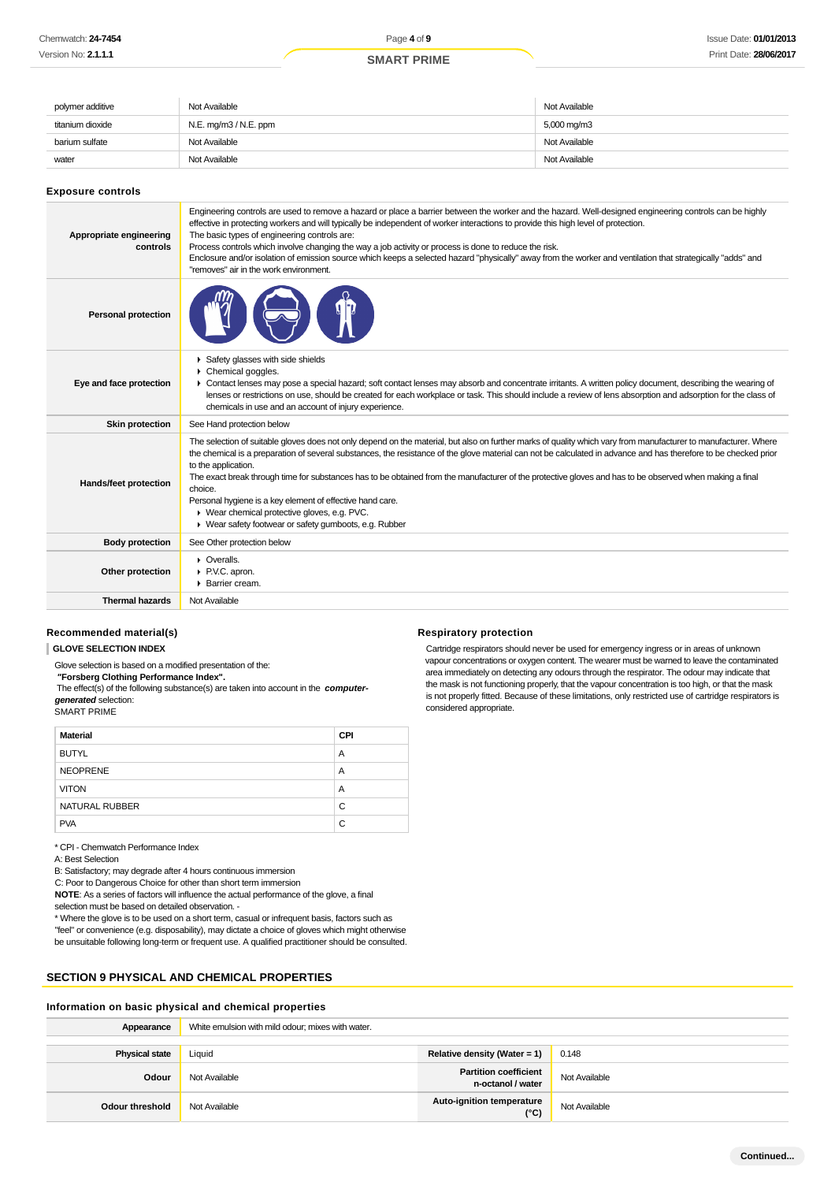| | | |
|---|---|---|
| polymer additive | Not Available | Not Available |
| titanium dioxide | N.E. mg/m3 / N.E. ppm | 5,000 mg/m3 |
| barium sulfate | Not Available | Not Available |
| water | Not Available | Not Available |

### Exposure controls

| | |
|---|---|
| **Appropriate engineering controls** | Engineering controls are used to remove a hazard or place a barrier between the worker and the hazard. Well-designed engineering controls can be highly effective in protecting workers and will typically be independent of worker interactions to provide this high level of protection. The basic types of engineering controls are: Process controls which involve changing the way a job activity or process is done to reduce the risk. Enclosure and/or isolation of emission source which keeps a selected hazard "physically" away from the worker and ventilation that strategically "adds" and "removes" air in the work environment. |
| **Personal protection** | |
| **Eye and face protection** | ▸ Safety glasses with side shields<br>▸ Chemical goggles.<br>▸ Contact lenses may pose a special hazard; soft contact lenses may absorb and concentrate irritants. A written policy document, describing the wearing of lenses or restrictions on use, should be created for each workplace or task. This should include a review of lens absorption and adsorption for the class of chemicals in use and an account of injury experience. |
| **Skin protection** | See Hand protection below |
| **Hands/feet protection** | The selection of suitable gloves does not only depend on the material, but also on further marks of quality which vary from manufacturer to manufacturer. Where the chemical is a preparation of several substances, the resistance of the glove material can not be calculated in advance and has therefore to be checked prior to the application.<br>The exact break through time for substances has to be obtained from the manufacturer of the protective gloves and has to be observed when making a final choice.<br>Personal hygiene is a key element of effective hand care.<br>▸ Wear chemical protective gloves, e.g. PVC.<br>▸ Wear safety footwear or safety gumboots, e.g. Rubber |
| **Body protection** | See Other protection below |
| **Other protection** | ▸ Overalls.<br>▸ P.V.C. apron.<br>▸ Barrier cream. |
| **Thermal hazards** | Not Available |

### Recommended material(s)

**GLOVE SELECTION INDEX**

Glove selection is based on a modified presentation of the:
***"Forsberg Clothing Performance Index".***
The effect(s) of the following substance(s) are taken into account in the ***computer-generated*** selection:
SMART PRIME

| Material | CPI |
|---|---|
| BUTYL | A |
| NEOPRENE | A |
| VITON | A |
| NATURAL RUBBER | C |
| PVA | C |

\* CPI - Chemwatch Performance Index
A: Best Selection
B: Satisfactory; may degrade after 4 hours continuous immersion
C: Poor to Dangerous Choice for other than short term immersion
**NOTE**: As a series of factors will influence the actual performance of the glove, a final selection must be based on detailed observation. -
\* Where the glove is to be used on a short term, casual or infrequent basis, factors such as "feel" or convenience (e.g. disposability), may dictate a choice of gloves which might otherwise be unsuitable following long-term or frequent use. A qualified practitioner should be consulted.

### Respiratory protection

Cartridge respirators should never be used for emergency ingress or in areas of unknown vapour concentrations or oxygen content. The wearer must be warned to leave the contaminated area immediately on detecting any odours through the respirator. The odour may indicate that the mask is not functioning properly, that the vapour concentration is too high, or that the mask is not properly fitted. Because of these limitations, only restricted use of cartridge respirators is considered appropriate.

## SECTION 9 PHYSICAL AND CHEMICAL PROPERTIES

### Information on basic physical and chemical properties

| | | | |
|---|---|---|---|
| **Appearance** | White emulsion with mild odour; mixes with water. | | |
| **Physical state** | Liquid | **Relative density (Water = 1)** | 0.148 |
| **Odour** | Not Available | **Partition coefficient n-octanol / water** | Not Available |
| **Odour threshold** | Not Available | **Auto-ignition temperature (°C)** | Not Available |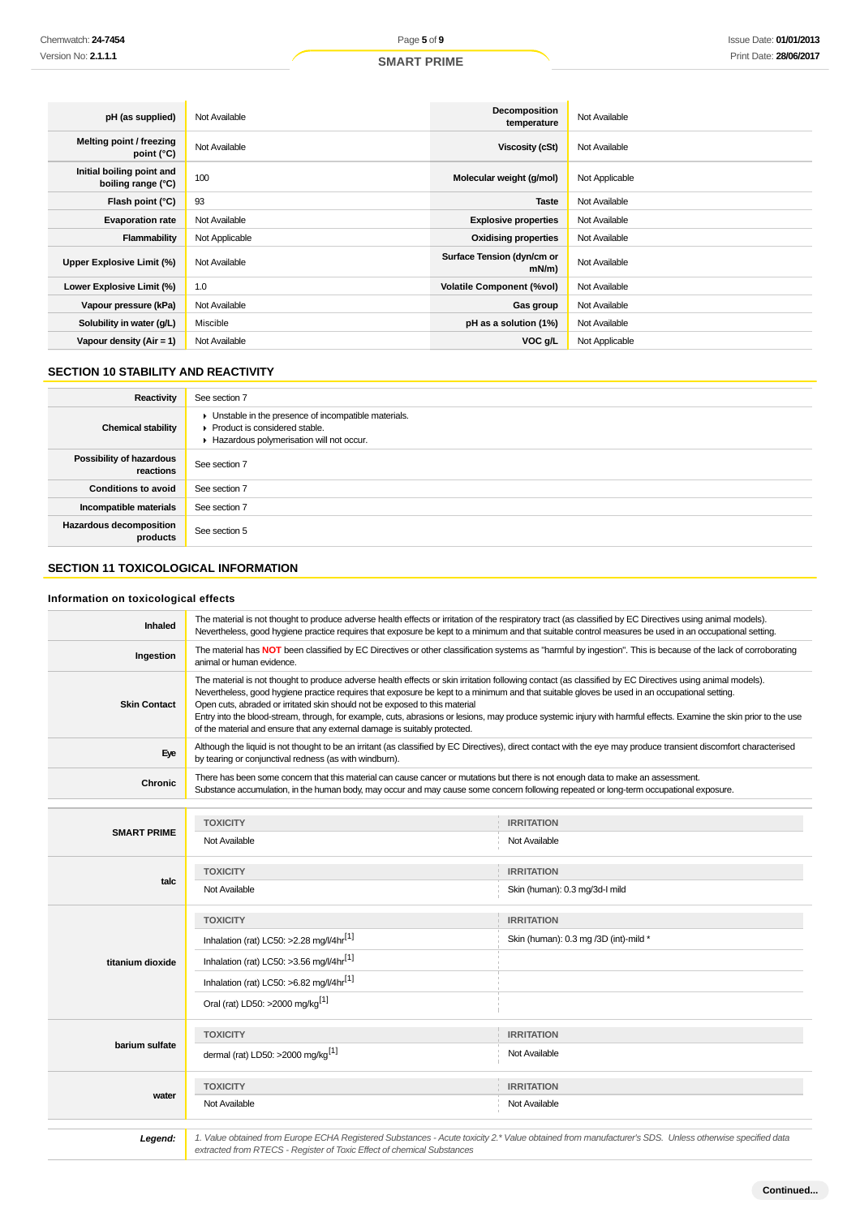| | | | |
|---|---|---|---|
| **pH (as supplied)** | Not Available | **Decomposition temperature** | Not Available |
| **Melting point / freezing point (°C)** | Not Available | **Viscosity (cSt)** | Not Available |
| **Initial boiling point and boiling range (°C)** | 100 | **Molecular weight (g/mol)** | Not Applicable |
| **Flash point (°C)** | 93 | **Taste** | Not Available |
| **Evaporation rate** | Not Available | **Explosive properties** | Not Available |
| **Flammability** | Not Applicable | **Oxidising properties** | Not Available |
| **Upper Explosive Limit (%)** | Not Available | **Surface Tension (dyn/cm or mN/m)** | Not Available |
| **Lower Explosive Limit (%)** | 1.0 | **Volatile Component (%vol)** | Not Available |
| **Vapour pressure (kPa)** | Not Available | **Gas group** | Not Available |
| **Solubility in water (g/L)** | Miscible | **pH as a solution (1%)** | Not Available |
| **Vapour density (Air = 1)** | Not Available | **VOC g/L** | Not Applicable |

## SECTION 10 STABILITY AND REACTIVITY

| | |
|---|---|
| **Reactivity** | See section 7 |
| **Chemical stability** | - Unstable in the presence of incompatible materials.<br>- Product is considered stable.<br>- Hazardous polymerisation will not occur. |
| **Possibility of hazardous reactions** | See section 7 |
| **Conditions to avoid** | See section 7 |
| **Incompatible materials** | See section 7 |
| **Hazardous decomposition products** | See section 5 |

## SECTION 11 TOXICOLOGICAL INFORMATION

### Information on toxicological effects

| | |
|---|---|
| **Inhaled** | The material is not thought to produce adverse health effects or irritation of the respiratory tract (as classified by EC Directives using animal models). Nevertheless, good hygiene practice requires that exposure be kept to a minimum and that suitable control measures be used in an occupational setting. |
| **Ingestion** | The material has **NOT** been classified by EC Directives or other classification systems as "harmful by ingestion". This is because of the lack of corroborating animal or human evidence. |
| **Skin Contact** | The material is not thought to produce adverse health effects or skin irritation following contact (as classified by EC Directives using animal models). Nevertheless, good hygiene practice requires that exposure be kept to a minimum and that suitable gloves be used in an occupational setting.<br>Open cuts, abraded or irritated skin should not be exposed to this material<br>Entry into the blood-stream, through, for example, cuts, abrasions or lesions, may produce systemic injury with harmful effects. Examine the skin prior to the use of the material and ensure that any external damage is suitably protected. |
| **Eye** | Although the liquid is not thought to be an irritant (as classified by EC Directives), direct contact with the eye may produce transient discomfort characterised by tearing or conjunctival redness (as with windburn). |
| **Chronic** | There has been some concern that this material can cause cancer or mutations but there is not enough data to make an assessment.<br>Substance accumulation, in the human body, may occur and may cause some concern following repeated or long-term occupational exposure. |

| | TOXICITY | IRRITATION |
|---|---|---|
| **SMART PRIME** | Not Available | Not Available |
| **talc** | Not Available | Skin (human): 0.3 mg/3d-I mild |
| **titanium dioxide** | Inhalation (rat) LC50: >2.28 mg/l/4hr[1] | Skin (human): 0.3 mg /3D (int)-mild * |
| | Inhalation (rat) LC50: >3.56 mg/l/4hr[1] | |
| | Inhalation (rat) LC50: >6.82 mg/l/4hr[1] | |
| | Oral (rat) LD50: >2000 mg/kg[1] | |
| **barium sulfate** | dermal (rat) LD50: >2000 mg/kg[1] | Not Available |
| **water** | Not Available | Not Available |

| | |
|---|---|
| ***Legend:*** | *1. Value obtained from Europe ECHA Registered Substances - Acute toxicity 2.* Value obtained from manufacturer's SDS. Unless otherwise specified data extracted from RTECS - Register of Toxic Effect of chemical Substances* |

**Continued...**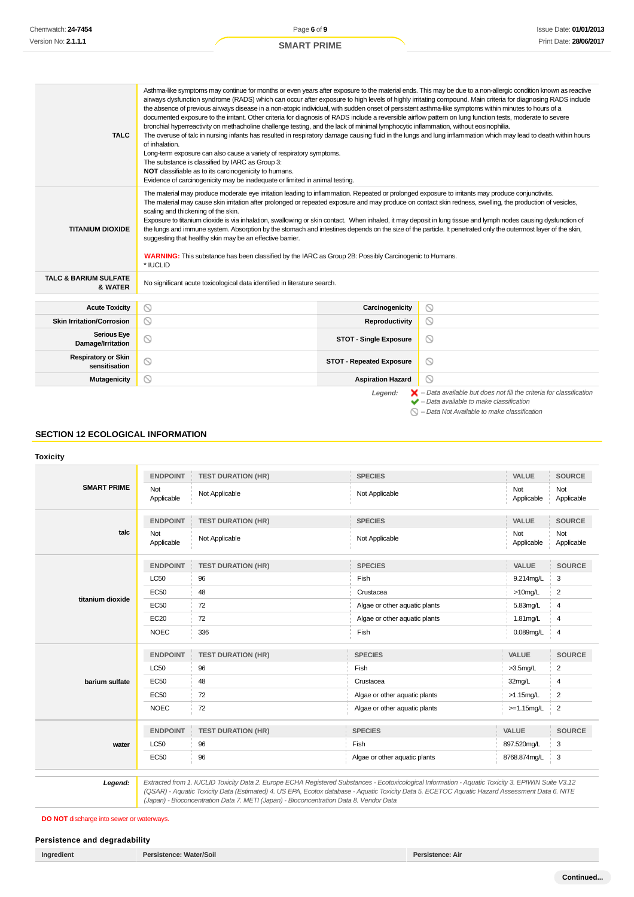| | |
|---|---|
| **TALC** | Asthma-like symptoms may continue for months or even years after exposure to the material ends. This may be due to a non-allergic condition known as reactive airways dysfunction syndrome (RADS) which can occur after exposure to high levels of highly irritating compound. Main criteria for diagnosing RADS include the absence of previous airways disease in a non-atopic individual, with sudden onset of persistent asthma-like symptoms within minutes to hours of a documented exposure to the irritant. Other criteria for diagnosis of RADS include a reversible airflow pattern on lung function tests, moderate to severe bronchial hyperreactivity on methacholine challenge testing, and the lack of minimal lymphocytic inflammation, without eosinophilia.<br>The overuse of talc in nursing infants has resulted in respiratory damage causing fluid in the lungs and lung inflammation which may lead to death within hours of inhalation.<br>Long-term exposure can also cause a variety of respiratory symptoms.<br>The substance is classified by IARC as Group 3:<br>**NOT** classifiable as to its carcinogenicity to humans.<br>Evidence of carcinogenicity may be inadequate or limited in animal testing. |
| **TITANIUM DIOXIDE** | The material may produce moderate eye irritation leading to inflammation. Repeated or prolonged exposure to irritants may produce conjunctivitis.<br>The material may cause skin irritation after prolonged or repeated exposure and may produce on contact skin redness, swelling, the production of vesicles, scaling and thickening of the skin.<br>Exposure to titanium dioxide is via inhalation, swallowing or skin contact. When inhaled, it may deposit in lung tissue and lymph nodes causing dysfunction of the lungs and immune system. Absorption by the stomach and intestines depends on the size of the particle. It penetrated only the outermost layer of the skin, suggesting that healthy skin may be an effective barrier.<br><br>**WARNING:** This substance has been classified by the IARC as Group 2B: Possibly Carcinogenic to Humans.<br>* IUCLID |
| **TALC & BARIUM SULFATE & WATER** | No significant acute toxicological data identified in literature search. |

| | | | |
|---|---|---|---|
| **Acute Toxicity** | ⃠ | **Carcinogenicity** | ⃠ |
| **Skin Irritation/Corrosion** | ⃠ | **Reproductivity** | ⃠ |
| **Serious Eye Damage/Irritation** | ⃠ | **STOT - Single Exposure** | ⃠ |
| **Respiratory or Skin sensitisation** | ⃠ | **STOT - Repeated Exposure** | ⃠ |
| **Mutagenicity** | ⃠ | **Aspiration Hazard** | ⃠ |

*Legend:*
- ✘ *– Data available but does not fill the criteria for classification*
- ✔ *– Data available to make classification*
- ⃠ *– Data Not Available to make classification*

## SECTION 12 ECOLOGICAL INFORMATION

### Toxicity

| Ingredient | ENDPOINT | TEST DURATION (HR) | SPECIES | VALUE | SOURCE |
|---|---|---|---|---|---|
| **SMART PRIME** | Not Applicable | Not Applicable | Not Applicable | Not Applicable | Not Applicable |
| **talc** | Not Applicable | Not Applicable | Not Applicable | Not Applicable | Not Applicable |
| **titanium dioxide** | LC50 | 96 | Fish | 9.214mg/L | 3 |
| | EC50 | 48 | Crustacea | >10mg/L | 2 |
| | EC50 | 72 | Algae or other aquatic plants | 5.83mg/L | 4 |
| | EC20 | 72 | Algae or other aquatic plants | 1.81mg/L | 4 |
| | NOEC | 336 | Fish | 0.089mg/L | 4 |
| **barium sulfate** | LC50 | 96 | Fish | >3.5mg/L | 2 |
| | EC50 | 48 | Crustacea | 32mg/L | 4 |
| | EC50 | 72 | Algae or other aquatic plants | >1.15mg/L | 2 |
| | NOEC | 72 | Algae or other aquatic plants | >=1.15mg/L | 2 |
| **water** | LC50 | 96 | Fish | 897.520mg/L | 3 |
| | EC50 | 96 | Algae or other aquatic plants | 8768.874mg/L | 3 |

***Legend:*** *Extracted from 1. IUCLID Toxicity Data 2. Europe ECHA Registered Substances - Ecotoxicological Information - Aquatic Toxicity 3. EPIWIN Suite V3.12 (QSAR) - Aquatic Toxicity Data (Estimated) 4. US EPA, Ecotox database - Aquatic Toxicity Data 5. ECETOC Aquatic Hazard Assessment Data 6. NITE (Japan) - Bioconcentration Data 7. METI (Japan) - Bioconcentration Data 8. Vendor Data*

**DO NOT** discharge into sewer or waterways.

### Persistence and degradability

| Ingredient | Persistence: Water/Soil | Persistence: Air |
|---|---|---|

Continued...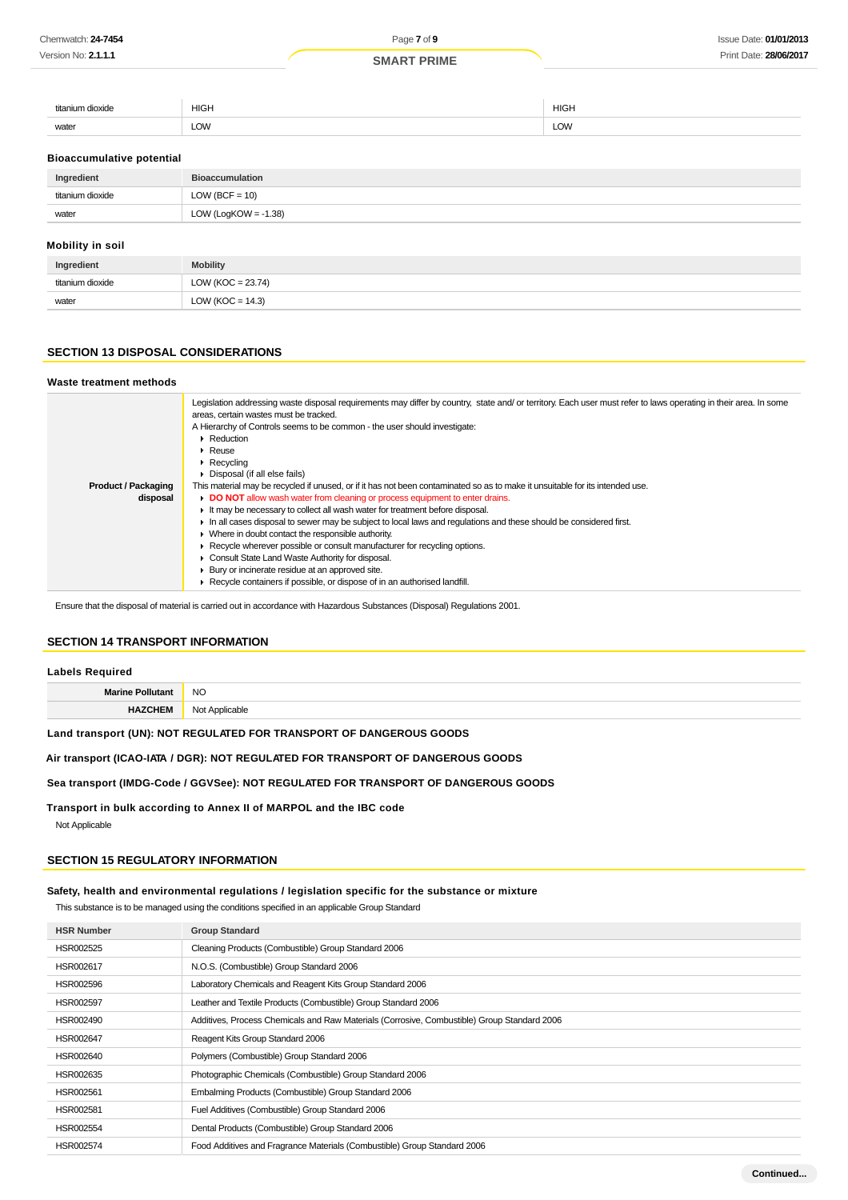| | | |
|---|---|---|
| titanium dioxide | HIGH | HIGH |
| water | LOW | LOW |

### Bioaccumulative potential

| Ingredient | Bioaccumulation |
|---|---|
| titanium dioxide | LOW (BCF = 10) |
| water | LOW (LogKOW = -1.38) |

### Mobility in soil

| Ingredient | Mobility |
|---|---|
| titanium dioxide | LOW (KOC = 23.74) |
| water | LOW (KOC = 14.3) |

## SECTION 13 DISPOSAL CONSIDERATIONS

### Waste treatment methods

| | |
|---|---|
| **Product / Packaging disposal** | Legislation addressing waste disposal requirements may differ by country, state and/ or territory. Each user must refer to laws operating in their area. In some areas, certain wastes must be tracked.<br>A Hierarchy of Controls seems to be common - the user should investigate:<br>▸ Reduction<br>▸ Reuse<br>▸ Recycling<br>▸ Disposal (if all else fails)<br>This material may be recycled if unused, or if it has not been contaminated so as to make it unsuitable for its intended use.<br>▸ **DO NOT** allow wash water from cleaning or process equipment to enter drains.<br>▸ It may be necessary to collect all wash water for treatment before disposal.<br>▸ In all cases disposal to sewer may be subject to local laws and regulations and these should be considered first.<br>▸ Where in doubt contact the responsible authority.<br>▸ Recycle wherever possible or consult manufacturer for recycling options.<br>▸ Consult State Land Waste Authority for disposal.<br>▸ Bury or incinerate residue at an approved site.<br>▸ Recycle containers if possible, or dispose of in an authorised landfill. |

Ensure that the disposal of material is carried out in accordance with Hazardous Substances (Disposal) Regulations 2001.

## SECTION 14 TRANSPORT INFORMATION

### Labels Required

| | |
|---|---|
| **Marine Pollutant** | NO |
| **HAZCHEM** | Not Applicable |

**Land transport (UN): NOT REGULATED FOR TRANSPORT OF DANGEROUS GOODS**

**Air transport (ICAO-IATA / DGR): NOT REGULATED FOR TRANSPORT OF DANGEROUS GOODS**

**Sea transport (IMDG-Code / GGVSee): NOT REGULATED FOR TRANSPORT OF DANGEROUS GOODS**

**Transport in bulk according to Annex II of MARPOL and the IBC code**

Not Applicable

## SECTION 15 REGULATORY INFORMATION

### Safety, health and environmental regulations / legislation specific for the substance or mixture

This substance is to be managed using the conditions specified in an applicable Group Standard

| HSR Number | Group Standard |
|---|---|
| HSR002525 | Cleaning Products (Combustible) Group Standard 2006 |
| HSR002617 | N.O.S. (Combustible) Group Standard 2006 |
| HSR002596 | Laboratory Chemicals and Reagent Kits Group Standard 2006 |
| HSR002597 | Leather and Textile Products (Combustible) Group Standard 2006 |
| HSR002490 | Additives, Process Chemicals and Raw Materials (Corrosive, Combustible) Group Standard 2006 |
| HSR002647 | Reagent Kits Group Standard 2006 |
| HSR002640 | Polymers (Combustible) Group Standard 2006 |
| HSR002635 | Photographic Chemicals (Combustible) Group Standard 2006 |
| HSR002561 | Embalming Products (Combustible) Group Standard 2006 |
| HSR002581 | Fuel Additives (Combustible) Group Standard 2006 |
| HSR002554 | Dental Products (Combustible) Group Standard 2006 |
| HSR002574 | Food Additives and Fragrance Materials (Combustible) Group Standard 2006 |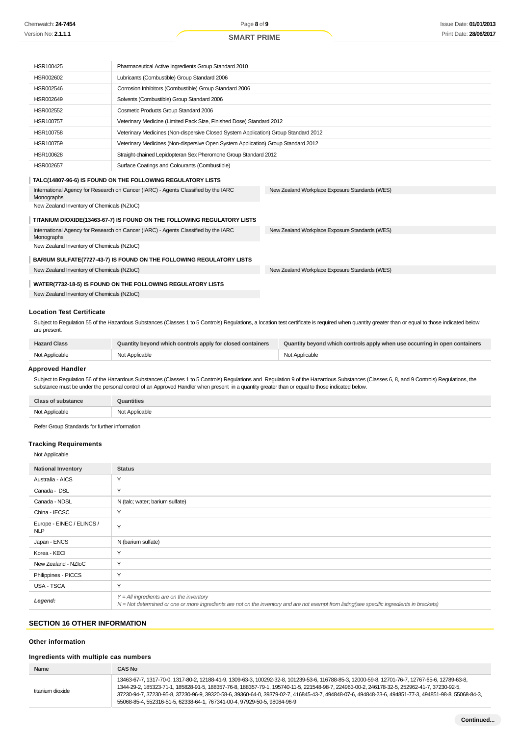| | |
|---|---|
| HSR100425 | Pharmaceutical Active Ingredients Group Standard 2010 |
| HSR002602 | Lubricants (Combustible) Group Standard 2006 |
| HSR002546 | Corrosion Inhibitors (Combustible) Group Standard 2006 |
| HSR002649 | Solvents (Combustible) Group Standard 2006 |
| HSR002552 | Cosmetic Products Group Standard 2006 |
| HSR100757 | Veterinary Medicine (Limited Pack Size, Finished Dose) Standard 2012 |
| HSR100758 | Veterinary Medicines (Non-dispersive Closed System Application) Group Standard 2012 |
| HSR100759 | Veterinary Medicines (Non-dispersive Open System Application) Group Standard 2012 |
| HSR100628 | Straight-chained Lepidopteran Sex Pheromone Group Standard 2012 |
| HSR002657 | Surface Coatings and Colourants (Combustible) |

**TALC(14807-96-6) IS FOUND ON THE FOLLOWING REGULATORY LISTS**

| | |
|---|---|
| International Agency for Research on Cancer (IARC) - Agents Classified by the IARC Monographs | New Zealand Workplace Exposure Standards (WES) |
| New Zealand Inventory of Chemicals (NZIoC) | |

**TITANIUM DIOXIDE(13463-67-7) IS FOUND ON THE FOLLOWING REGULATORY LISTS**

| | |
|---|---|
| International Agency for Research on Cancer (IARC) - Agents Classified by the IARC Monographs | New Zealand Workplace Exposure Standards (WES) |
| New Zealand Inventory of Chemicals (NZIoC) | |

**BARIUM SULFATE(7727-43-7) IS FOUND ON THE FOLLOWING REGULATORY LISTS**

| | |
|---|---|
| New Zealand Inventory of Chemicals (NZIoC) | New Zealand Workplace Exposure Standards (WES) |

**WATER(7732-18-5) IS FOUND ON THE FOLLOWING REGULATORY LISTS**

| |
|---|
| New Zealand Inventory of Chemicals (NZIoC) |

### Location Test Certificate

Subject to Regulation 55 of the Hazardous Substances (Classes 1 to 5 Controls) Regulations, a location test certificate is required when quantity greater than or equal to those indicated below are present.

| Hazard Class | Quantity beyond which controls apply for closed containers | Quantity beyond which controls apply when use occurring in open containers |
|---|---|---|
| Not Applicable | Not Applicable | Not Applicable |

### Approved Handler

Subject to Regulation 56 of the Hazardous Substances (Classes 1 to 5 Controls) Regulations and Regulation 9 of the Hazardous Substances (Classes 6, 8, and 9 Controls) Regulations, the substance must be under the personal control of an Approved Handler when present in a quantity greater than or equal to those indicated below.

| Class of substance | Quantities |
|---|---|
| Not Applicable | Not Applicable |

Refer Group Standards for further information

### Tracking Requirements

Not Applicable

| National Inventory | Status |
|---|---|
| Australia - AICS | Y |
| Canada - DSL | Y |
| Canada - NDSL | N (talc; water; barium sulfate) |
| China - IECSC | Y |
| Europe - EINEC / ELINCS / NLP | Y |
| Japan - ENCS | N (barium sulfate) |
| Korea - KECI | Y |
| New Zealand - NZIoC | Y |
| Philippines - PICCS | Y |
| USA - TSCA | Y |
| ***Legend:*** | *Y = All ingredients are on the inventory*<br>*N = Not determined or one or more ingredients are not on the inventory and are not exempt from listing(see specific ingredients in brackets)* |

## SECTION 16 OTHER INFORMATION

### Other information

### Ingredients with multiple cas numbers

| Name | CAS No |
|---|---|
| titanium dioxide | 13463-67-7, 1317-70-0, 1317-80-2, 12188-41-9, 1309-63-3, 100292-32-8, 101239-53-6, 116788-85-3, 12000-59-8, 12701-76-7, 12767-65-6, 12789-63-8, 1344-29-2, 185323-71-1, 185828-91-5, 188357-76-8, 188357-79-1, 195740-11-5, 221548-98-7, 224963-00-2, 246178-32-5, 252962-41-7, 37230-92-5, 37230-94-7, 37230-95-8, 37230-96-9, 39320-58-6, 39360-64-0, 39379-02-7, 416845-43-7, 494848-07-6, 494848-23-6, 494851-77-3, 494851-98-8, 55068-84-3, 55068-85-4, 552316-51-5, 62338-64-1, 767341-00-4, 97929-50-5, 98084-96-9 |

Continued...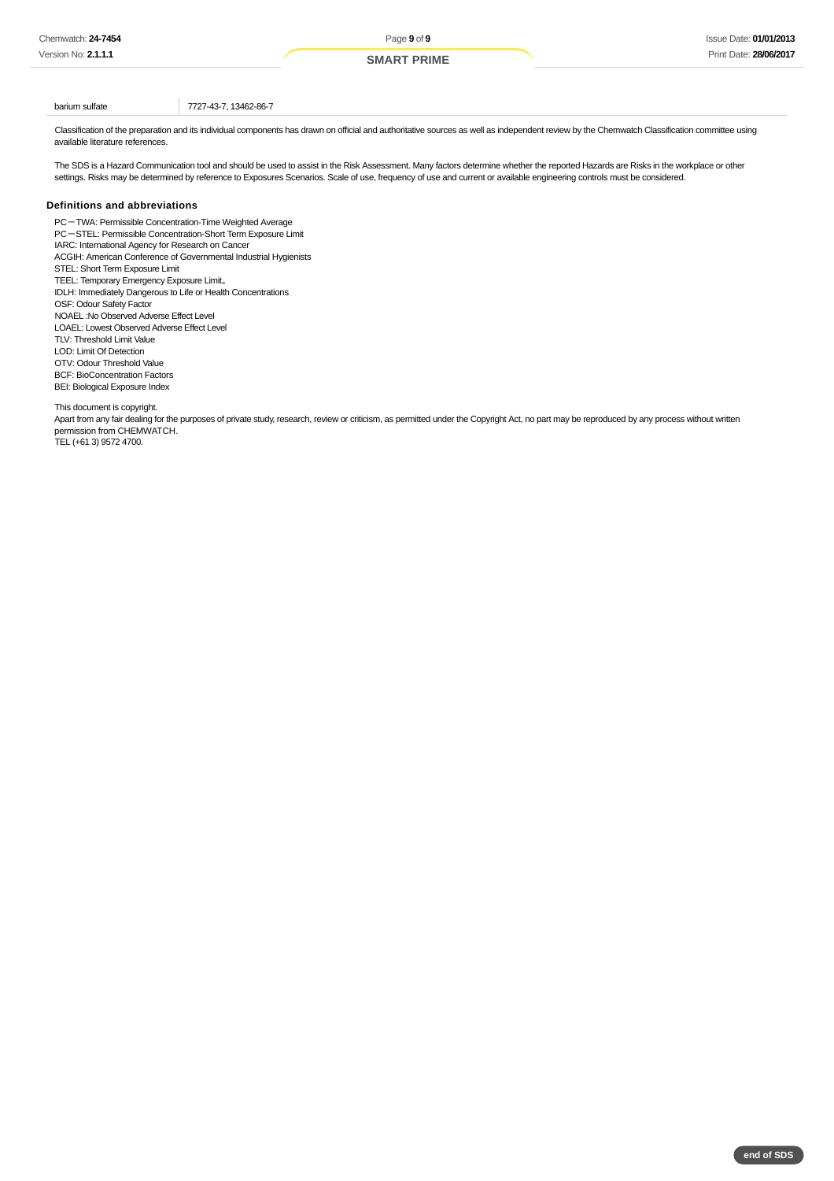| | |
|---|---|
| barium sulfate | 7727-43-7, 13462-86-7 |

Classification of the preparation and its individual components has drawn on official and authoritative sources as well as independent review by the Chemwatch Classification committee using available literature references.

The SDS is a Hazard Communication tool and should be used to assist in the Risk Assessment. Many factors determine whether the reported Hazards are Risks in the workplace or other settings. Risks may be determined by reference to Exposures Scenarios. Scale of use, frequency of use and current or available engineering controls must be considered.

### Definitions and abbreviations

PC－TWA: Permissible Concentration-Time Weighted Average
PC－STEL: Permissible Concentration-Short Term Exposure Limit
IARC: International Agency for Research on Cancer
ACGIH: American Conference of Governmental Industrial Hygienists
STEL: Short Term Exposure Limit
TEEL: Temporary Emergency Exposure Limit。
IDLH: Immediately Dangerous to Life or Health Concentrations
OSF: Odour Safety Factor
NOAEL :No Observed Adverse Effect Level
LOAEL: Lowest Observed Adverse Effect Level
TLV: Threshold Limit Value
LOD: Limit Of Detection
OTV: Odour Threshold Value
BCF: BioConcentration Factors
BEI: Biological Exposure Index

This document is copyright.
Apart from any fair dealing for the purposes of private study, research, review or criticism, as permitted under the Copyright Act, no part may be reproduced by any process without written permission from CHEMWATCH.
TEL (+61 3) 9572 4700.

end of SDS